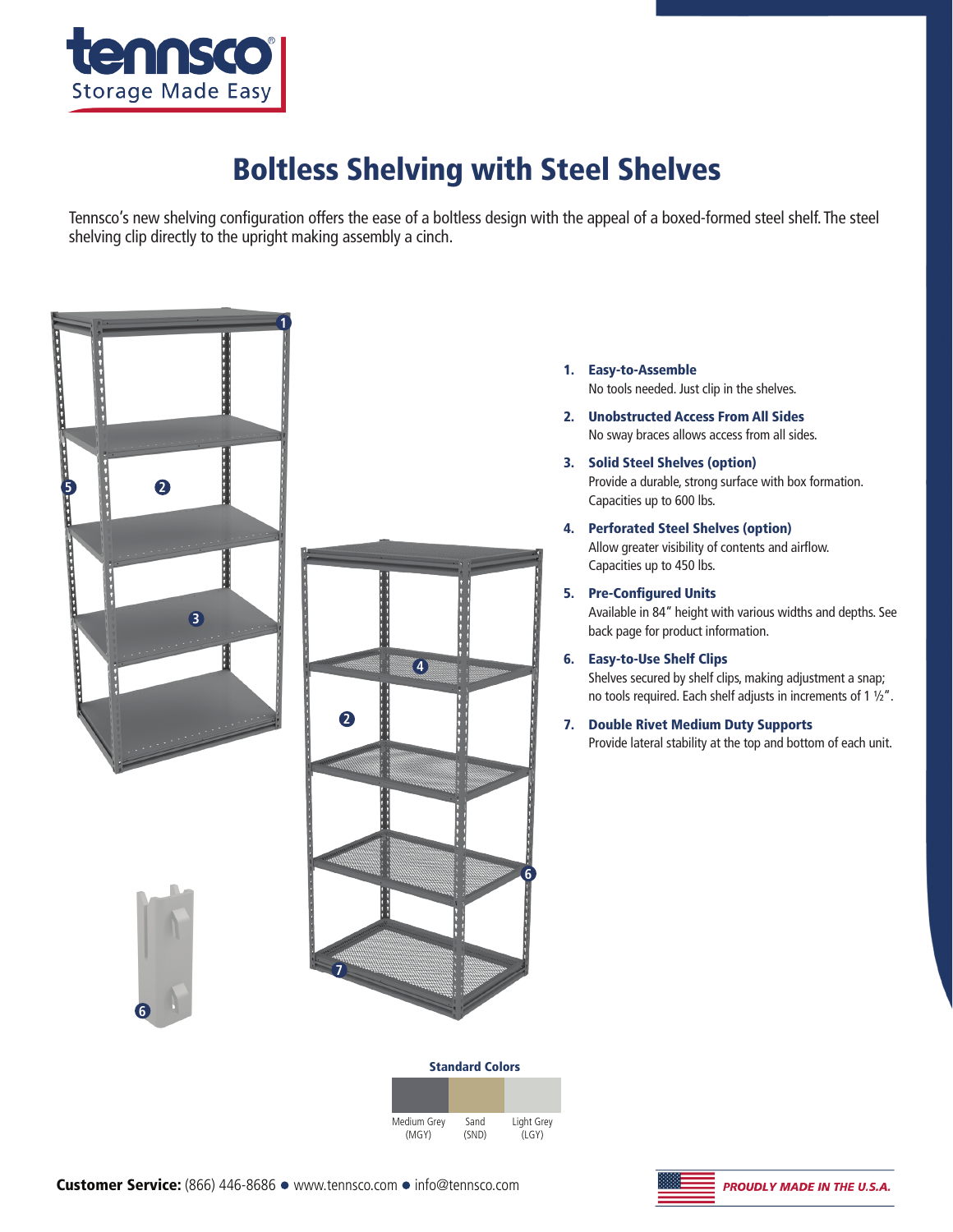# Boltless Shelving with Steel Shelves

Tennsco's new shelving configuration offers the ease of a boltless design with the appeal of a boxed-formed steel shelf. The steel shelving clip directly to the upright making assembly a cinch.

1. **Easy-to-Assemble**
   No tools needed. Just clip in the shelves.
2. **Unobstructed Access From All Sides**
   No sway braces allows access from all sides.
3. **Solid Steel Shelves (option)**
   Provide a durable, strong surface with box formation. Capacities up to 600 lbs.
4. **Perforated Steel Shelves (option)**
   Allow greater visibility of contents and airflow. Capacities up to 450 lbs.
5. **Pre-Configured Units**
   Available in 84" height with various widths and depths. See back page for product information.
6. **Easy-to-Use Shelf Clips**
   Shelves secured by shelf clips, making adjustment a snap; no tools required. Each shelf adjusts in increments of 1 ½".
7. **Double Rivet Medium Duty Supports**
   Provide lateral stability at the top and bottom of each unit.

**Standard Colors**

| Medium Grey (MGY) | Sand (SND) | Light Grey (LGY) |
|---|---|---|

**Customer Service:** (866) 446-8686 ● www.tennsco.com ● info@tennsco.com

*PROUDLY MADE IN THE U.S.A.*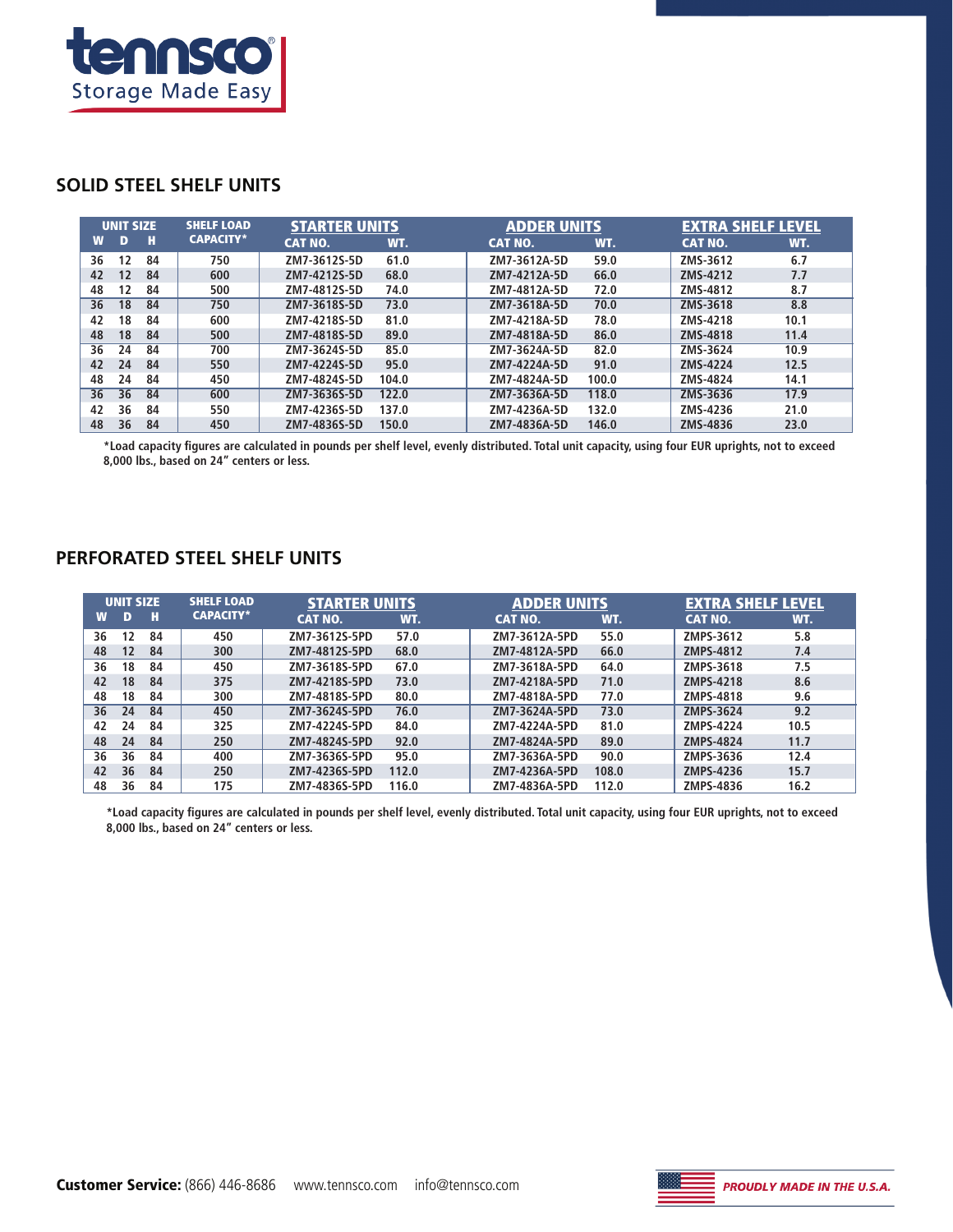## SOLID STEEL SHELF UNITS

| UNIT SIZE | | | SHELF LOAD CAPACITY* | STARTER UNITS | | ADDER UNITS | | EXTRA SHELF LEVEL | |
|---|---|---|---|---|---|---|---|---|---|
| W | D | H | | CAT NO. | WT. | CAT NO. | WT. | CAT NO. | WT. |
| 36 | 12 | 84 | 750 | ZM7-3612S-5D | 61.0 | ZM7-3612A-5D | 59.0 | ZMS-3612 | 6.7 |
| 42 | 12 | 84 | 600 | ZM7-4212S-5D | 68.0 | ZM7-4212A-5D | 66.0 | ZMS-4212 | 7.7 |
| 48 | 12 | 84 | 500 | ZM7-4812S-5D | 74.0 | ZM7-4812A-5D | 72.0 | ZMS-4812 | 8.7 |
| 36 | 18 | 84 | 750 | ZM7-3618S-5D | 73.0 | ZM7-3618A-5D | 70.0 | ZMS-3618 | 8.8 |
| 42 | 18 | 84 | 600 | ZM7-4218S-5D | 81.0 | ZM7-4218A-5D | 78.0 | ZMS-4218 | 10.1 |
| 48 | 18 | 84 | 500 | ZM7-4818S-5D | 89.0 | ZM7-4818A-5D | 86.0 | ZMS-4818 | 11.4 |
| 36 | 24 | 84 | 700 | ZM7-3624S-5D | 85.0 | ZM7-3624A-5D | 82.0 | ZMS-3624 | 10.9 |
| 42 | 24 | 84 | 550 | ZM7-4224S-5D | 95.0 | ZM7-4224A-5D | 91.0 | ZMS-4224 | 12.5 |
| 48 | 24 | 84 | 450 | ZM7-4824S-5D | 104.0 | ZM7-4824A-5D | 100.0 | ZMS-4824 | 14.1 |
| 36 | 36 | 84 | 600 | ZM7-3636S-5D | 122.0 | ZM7-3636A-5D | 118.0 | ZMS-3636 | 17.9 |
| 42 | 36 | 84 | 550 | ZM7-4236S-5D | 137.0 | ZM7-4236A-5D | 132.0 | ZMS-4236 | 21.0 |
| 48 | 36 | 84 | 450 | ZM7-4836S-5D | 150.0 | ZM7-4836A-5D | 146.0 | ZMS-4836 | 23.0 |

**\*Load capacity figures are calculated in pounds per shelf level, evenly distributed. Total unit capacity, using four EUR uprights, not to exceed 8,000 lbs., based on 24" centers or less.**

## PERFORATED STEEL SHELF UNITS

| UNIT SIZE | | | SHELF LOAD CAPACITY* | STARTER UNITS | | ADDER UNITS | | EXTRA SHELF LEVEL | |
|---|---|---|---|---|---|---|---|---|---|
| W | D | H | | CAT NO. | WT. | CAT NO. | WT. | CAT NO. | WT. |
| 36 | 12 | 84 | 450 | ZM7-3612S-5PD | 57.0 | ZM7-3612A-5PD | 55.0 | ZMPS-3612 | 5.8 |
| 48 | 12 | 84 | 300 | ZM7-4812S-5PD | 68.0 | ZM7-4812A-5PD | 66.0 | ZMPS-4812 | 7.4 |
| 36 | 18 | 84 | 450 | ZM7-3618S-5PD | 67.0 | ZM7-3618A-5PD | 64.0 | ZMPS-3618 | 7.5 |
| 42 | 18 | 84 | 375 | ZM7-4218S-5PD | 73.0 | ZM7-4218A-5PD | 71.0 | ZMPS-4218 | 8.6 |
| 48 | 18 | 84 | 300 | ZM7-4818S-5PD | 80.0 | ZM7-4818A-5PD | 77.0 | ZMPS-4818 | 9.6 |
| 36 | 24 | 84 | 450 | ZM7-3624S-5PD | 76.0 | ZM7-3624A-5PD | 73.0 | ZMPS-3624 | 9.2 |
| 42 | 24 | 84 | 325 | ZM7-4224S-5PD | 84.0 | ZM7-4224A-5PD | 81.0 | ZMPS-4224 | 10.5 |
| 48 | 24 | 84 | 250 | ZM7-4824S-5PD | 92.0 | ZM7-4824A-5PD | 89.0 | ZMPS-4824 | 11.7 |
| 36 | 36 | 84 | 400 | ZM7-3636S-5PD | 95.0 | ZM7-3636A-5PD | 90.0 | ZMPS-3636 | 12.4 |
| 42 | 36 | 84 | 250 | ZM7-4236S-5PD | 112.0 | ZM7-4236A-5PD | 108.0 | ZMPS-4236 | 15.7 |
| 48 | 36 | 84 | 175 | ZM7-4836S-5PD | 116.0 | ZM7-4836A-5PD | 112.0 | ZMPS-4836 | 16.2 |

**\*Load capacity figures are calculated in pounds per shelf level, evenly distributed. Total unit capacity, using four EUR uprights, not to exceed 8,000 lbs., based on 24" centers or less.**

**Customer Service:** (866) 446-8686 www.tennsco.com info@tennsco.com

***PROUDLY MADE IN THE U.S.A.***